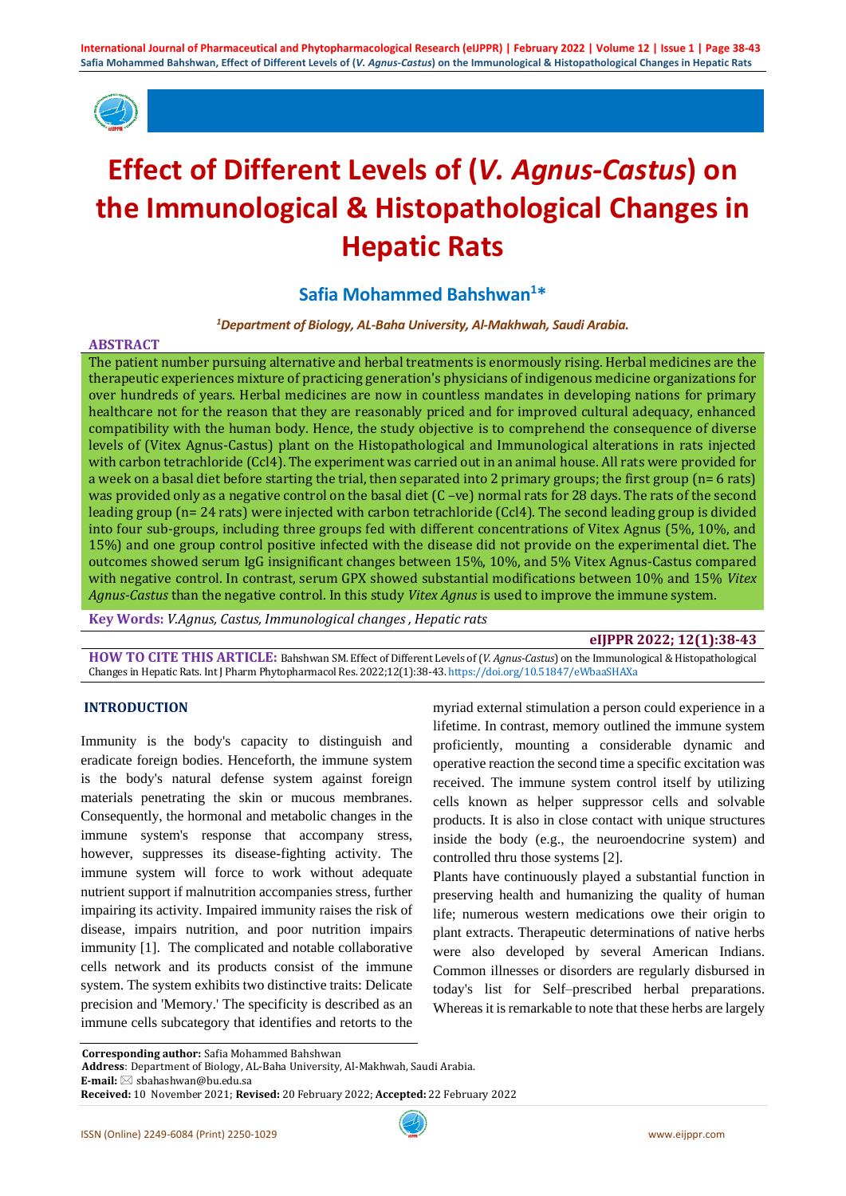# Effect of Different Levels of (*V. Agnus-Castus*) on the Immunological & Histopathological Changes in Hepatic Rats

**Safia Mohammed Bahshwan[1]***

*[1]Department of Biology, AL-Baha University, Al-Makhwah, Saudi Arabia.*

## ABSTRACT

The patient number pursuing alternative and herbal treatments is enormously rising. Herbal medicines are the therapeutic experiences mixture of practicing generation's physicians of indigenous medicine organizations for over hundreds of years. Herbal medicines are now in countless mandates in developing nations for primary healthcare not for the reason that they are reasonably priced and for improved cultural adequacy, enhanced compatibility with the human body. Hence, the study objective is to comprehend the consequence of diverse levels of (Vitex Agnus-Castus) plant on the Histopathological and Immunological alterations in rats injected with carbon tetrachloride (Ccl4). The experiment was carried out in an animal house. All rats were provided for a week on a basal diet before starting the trial, then separated into 2 primary groups; the first group (n= 6 rats) was provided only as a negative control on the basal diet (C –ve) normal rats for 28 days. The rats of the second leading group (n= 24 rats) were injected with carbon tetrachloride (Ccl4). The second leading group is divided into four sub-groups, including three groups fed with different concentrations of Vitex Agnus (5%, 10%, and 15%) and one group control positive infected with the disease did not provide on the experimental diet. The outcomes showed serum IgG insignificant changes between 15%, 10%, and 5% Vitex Agnus-Castus compared with negative control. In contrast, serum GPX showed substantial modifications between 10% and 15% *Vitex Agnus-Castus* than the negative control. In this study *Vitex Agnus* is used to improve the immune system.

**Key Words:** *V.Agnus, Castus, Immunological changes , Hepatic rats*

**eIJPPR 2022; 12(1):38-43**

**HOW TO CITE THIS ARTICLE:** Bahshwan SM. Effect of Different Levels of (*V. Agnus-Castus*) on the Immunological & Histopathological Changes in Hepatic Rats. Int J Pharm Phytopharmacol Res. 2022;12(1):38-43. https://doi.org/10.51847/eWbaaSHAXa

## INTRODUCTION

Immunity is the body's capacity to distinguish and eradicate foreign bodies. Henceforth, the immune system is the body's natural defense system against foreign materials penetrating the skin or mucous membranes. Consequently, the hormonal and metabolic changes in the immune system's response that accompany stress, however, suppresses its disease-fighting activity. The immune system will force to work without adequate nutrient support if malnutrition accompanies stress, further impairing its activity. Impaired immunity raises the risk of disease, impairs nutrition, and poor nutrition impairs immunity [1]. The complicated and notable collaborative cells network and its products consist of the immune system. The system exhibits two distinctive traits: Delicate precision and 'Memory.' The specificity is described as an immune cells subcategory that identifies and retorts to the myriad external stimulation a person could experience in a lifetime. In contrast, memory outlined the immune system proficiently, mounting a considerable dynamic and operative reaction the second time a specific excitation was received. The immune system control itself by utilizing cells known as helper suppressor cells and solvable products. It is also in close contact with unique structures inside the body (e.g., the neuroendocrine system) and controlled thru those systems [2].

Plants have continuously played a substantial function in preserving health and humanizing the quality of human life; numerous western medications owe their origin to plant extracts. Therapeutic determinations of native herbs were also developed by several American Indians. Common illnesses or disorders are regularly disbursed in today's list for Self–prescribed herbal preparations. Whereas it is remarkable to note that these herbs are largely

**Corresponding author:** Safia Mohammed Bahshwan
**Address**: Department of Biology, AL-Baha University, Al-Makhwah, Saudi Arabia.
**E-mail:** sbahashwan@bu.edu.sa
**Received:** 10 November 2021; **Revised:** 20 February 2022; **Accepted:** 22 February 2022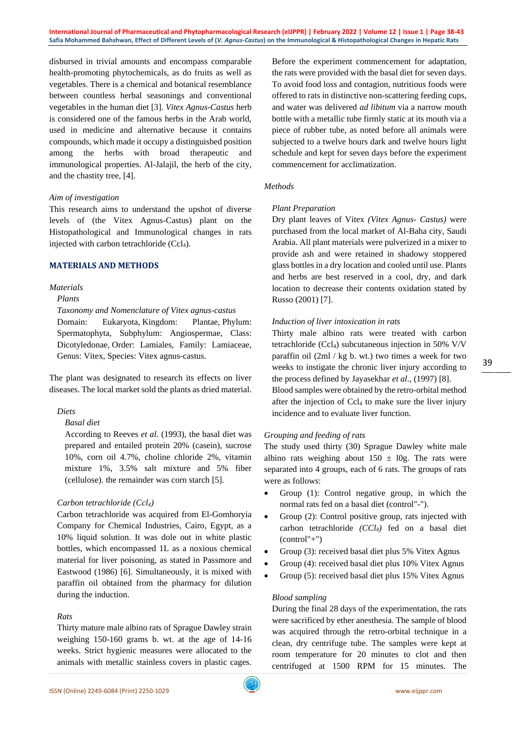disbursed in trivial amounts and encompass comparable health-promoting phytochemicals, as do fruits as well as vegetables. There is a chemical and botanical resemblance between countless herbal seasonings and conventional vegetables in the human diet [3]. *Vitex Agnus-Castus* herb is considered one of the famous herbs in the Arab world, used in medicine and alternative because it contains compounds, which made it occupy a distinguished position among the herbs with broad therapeutic and immunological properties. Al-Jalajil, the herb of the city, and the chastity tree, [4].

*Aim of investigation*

This research aims to understand the upshot of diverse levels of (the Vitex Agnus-Castus) plant on the Histopathological and Immunological changes in rats injected with carbon tetrachloride ($Ccl_4$).

## MATERIALS AND METHODS

*Materials*

*Plants*

*Taxonomy and Nomenclature of Vitex agnus-castus*

Domain: Eukaryota, Kingdom: Plantae, Phylum: Spermatophyta, Subphylum: Angiospermae, Class: Dicotyledonae, Order: Lamiales, Family: Lamiaceae, Genus: Vitex, Species: Vitex agnus-castus.

The plant was designated to research its effects on liver diseases. The local market sold the plants as dried material.

*Diets*

*Basal diet*

According to Reeves *et al.* (1993), the basal diet was prepared and entailed protein 20% (casein), sucrose 10%, corn oil 4.7%, choline chloride 2%, vitamin mixture 1%, 3.5% salt mixture and 5% fiber (cellulose). the remainder was corn starch [5].

*Carbon tetrachloride ($Ccl_4$)*

Carbon tetrachloride was acquired from El-Gomhoryia Company for Chemical Industries, Cairo, Egypt, as a 10% liquid solution. It was dole out in white plastic bottles, which encompassed 1L as a noxious chemical material for liver poisoning, as stated in Passmore and Eastwood (1986) [6]. Simultaneously, it is mixed with paraffin oil obtained from the pharmacy for dilution during the induction.

*Rats*

Thirty mature male albino rats of Sprague Dawley strain weighing 150-160 grams b. wt. at the age of 14-16 weeks. Strict hygienic measures were allocated to the animals with metallic stainless covers in plastic cages. Before the experiment commencement for adaptation, the rats were provided with the basal diet for seven days. To avoid food loss and contagion, nutritious foods were offered to rats in distinctive non-scattering feeding cups, and water was delivered *ad libitum* via a narrow mouth bottle with a metallic tube firmly static at its mouth via a piece of rubber tube, as noted before all animals were subjected to a twelve hours dark and twelve hours light schedule and kept for seven days before the experiment commencement for acclimatization.

*Methods*

*Plant Preparation*

Dry plant leaves of Vitex *(Vitex Agnus- Castus)* were purchased from the local market of Al-Baha city, Saudi Arabia. All plant materials were pulverized in a mixer to provide ash and were retained in shadowy stoppered glass bottles in a dry location and cooled until use. Plants and herbs are best reserved in a cool, dry, and dark location to decrease their contents oxidation stated by Russo (2001) [7].

*Induction of liver intoxication in rats*

Thirty male albino rats were treated with carbon tetrachloride ($Ccl_4$) subcutaneous injection in 50% V/V paraffin oil (2ml / kg b. wt.) two times a week for two weeks to instigate the chronic liver injury according to the process defined by Jayasekhar *et al*., (1997) [8].

Blood samples were obtained by the retro-orbital method after the injection of $Ccl_4$ to make sure the liver injury incidence and to evaluate liver function.

*Grouping and feeding of rats*

The study used thirty (30) Sprague Dawley white male albino rats weighing about 150 ± l0g. The rats were separated into 4 groups, each of 6 rats. The groups of rats were as follows:

- Group (1): Control negative group, in which the normal rats fed on a basal diet (control"-").
- Group (2): Control positive group, rats injected with carbon tetrachloride *($CCl_4$)* fed on a basal diet (control"+")
- Group (3): received basal diet plus 5% Vitex Agnus
- Group (4): received basal diet plus 10% Vitex Agnus
- Group (5): received basal diet plus 15% Vitex Agnus

*Blood sampling*

During the final 28 days of the experimentation, the rats were sacrificed by ether anesthesia. The sample of blood was acquired through the retro-orbital technique in a clean, dry centrifuge tube. The samples were kept at room temperature for 20 minutes to clot and then centrifuged at 1500 RPM for 15 minutes. The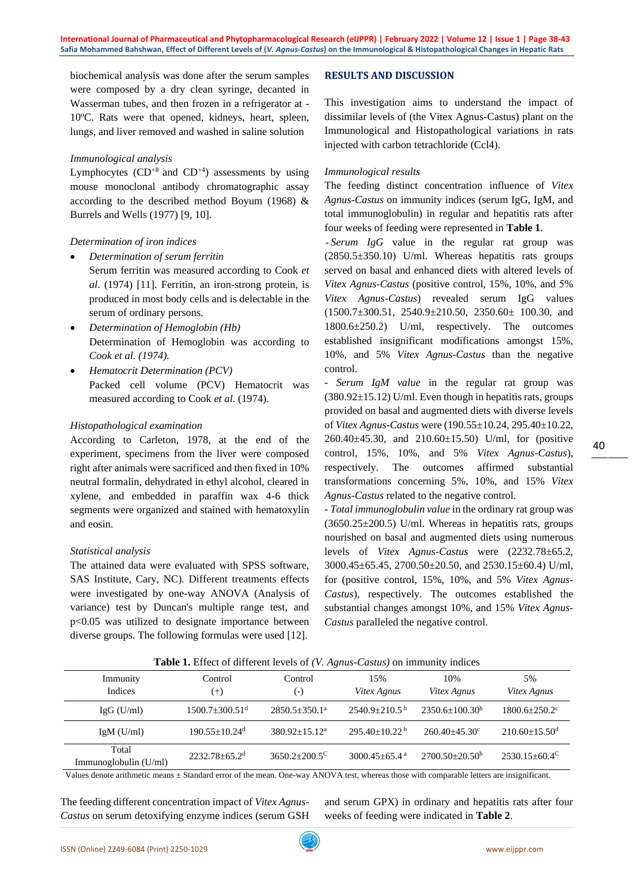biochemical analysis was done after the serum samples were composed by a dry clean syringe, decanted in Wasserman tubes, and then frozen in a refrigerator at -10ºC. Rats were that opened, kidneys, heart, spleen, lungs, and liver removed and washed in saline solution

*Immunological analysis*

Lymphocytes ($CD^{+8}$ and $CD^{+4}$) assessments by using mouse monoclonal antibody chromatographic assay according to the described method Boyum (1968) & Burrels and Wells (1977) [9, 10].

*Determination of iron indices*

- *Determination of serum ferritin*
  Serum ferritin was measured according to Cook *et al*. (1974) [11]. Ferritin, an iron-strong protein, is produced in most body cells and is delectable in the serum of ordinary persons.
- *Determination of Hemoglobin (Hb)*
  Determination of Hemoglobin was according to *Cook et al. (1974).*
- *Hematocrit Determination (PCV)*
  Packed cell volume (PCV) Hematocrit was measured according to Cook *et al*. (1974).

*Histopathological examination*

According to Carleton, 1978, at the end of the experiment, specimens from the liver were composed right after animals were sacrificed and then fixed in 10% neutral formalin, dehydrated in ethyl alcohol, cleared in xylene, and embedded in paraffin wax 4-6 thick segments were organized and stained with hematoxylin and eosin.

*Statistical analysis*

The attained data were evaluated with SPSS software, SAS Institute, Cary, NC). Different treatments effects were investigated by one-way ANOVA (Analysis of variance) test by Duncan's multiple range test, and $p<0.05$ was utilized to designate importance between diverse groups. The following formulas were used [12].

## RESULTS AND DISCUSSION

This investigation aims to understand the impact of dissimilar levels of (the Vitex Agnus-Castus) plant on the Immunological and Histopathological variations in rats injected with carbon tetrachloride (Ccl4).

*Immunological results*

The feeding distinct concentration influence of *Vitex Agnus-Castus* on immunity indices (serum IgG, IgM, and total immunoglobulin) in regular and hepatitis rats after four weeks of feeding were represented in **Table 1**.

- *Serum IgG* value in the regular rat group was (2850.5±350.10) U/ml. Whereas hepatitis rats groups served on basal and enhanced diets with altered levels of *Vitex Agnus-Castus* (positive control, 15%, 10%, and 5% *Vitex Agnus-Castus*) revealed serum IgG values (1500.7±300.51, 2540.9±210.50, 2350.60± 100.30, and 1800.6±250.2) U/ml, respectively. The outcomes established insignificant modifications amongst 15%, 10%, and 5% *Vitex Agnus-Castus* than the negative control.

- *Serum IgM value* in the regular rat group was (380.92±15.12) U/ml. Even though in hepatitis rats, groups provided on basal and augmented diets with diverse levels of *Vitex Agnus-Castus* were (190.55±10.24, 295.40±10.22, 260.40±45.30, and 210.60±15.50) U/ml, for (positive control, 15%, 10%, and 5% *Vitex Agnus-Castus*), respectively. The outcomes affirmed substantial transformations concerning 5%, 10%, and 15% *Vitex Agnus-Castus* related to the negative control.

- *Total immunoglobulin value* in the ordinary rat group was (3650.25±200.5) U/ml. Whereas in hepatitis rats, groups nourished on basal and augmented diets using numerous levels of *Vitex Agnus-Castus* were (2232.78±65.2, 3000.45±65.45, 2700.50±20.50, and 2530.15±60.4) U/ml, for (positive control, 15%, 10%, and 5% *Vitex Agnus-Castus*), respectively. The outcomes established the substantial changes amongst 10%, and 15% *Vitex Agnus-Castus* paralleled the negative control.

**Table 1.** Effect of different levels of *(V. Agnus-Castus)* on immunity indices

| Immunity Indices | Control (+) | Control (-) | 15% *Vitex Agnus* | 10% *Vitex Agnus* | 5% *Vitex Agnus* |
|---|---|---|---|---|---|
| IgG (U/ml) | 1500.7±300.51[d] | 2850.5±350.1[a] | 2540.9±210.5[b] | 2350.6±100.30[b] | 1800.6±250.2[c] |
| IgM (U/ml) | 190.55±10.24[d] | 380.92±15.12[a] | 295.40±10.22[b] | 260.40±45.30[c] | 210.60±15.50[d] |
| Total Immunoglobulin (U/ml) | 2232.78±65.2[d] | 3650.2±200.5[C] | 3000.45±65.4[a] | 2700.50±20.50[b] | 2530.15±60.4[C] |

Values denote arithmetic means ± Standard error of the mean. One-way ANOVA test, whereas those with comparable letters are insignificant.

The feeding different concentration impact of *Vitex Agnus-Castus* on serum detoxifying enzyme indices (serum GSH and serum GPX) in ordinary and hepatitis rats after four weeks of feeding were indicated in **Table 2**.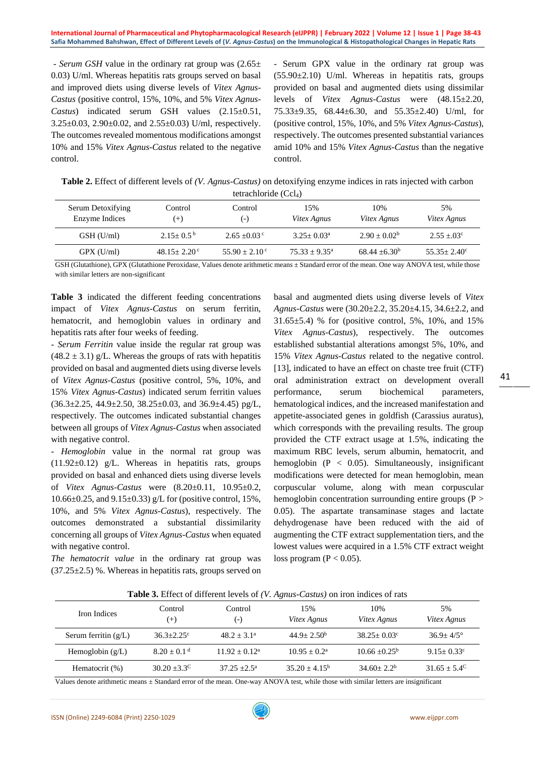- *Serum GSH* value in the ordinary rat group was (2.65± 0.03) U/ml. Whereas hepatitis rats groups served on basal and improved diets using diverse levels of *Vitex Agnus-Castus* (positive control, 15%, 10%, and 5% *Vitex Agnus-Castus*) indicated serum GSH values (2.15±0.51, 3.25±0.03, 2.90±0.02, and 2.55±0.03) U/ml, respectively. The outcomes revealed momentous modifications amongst 10% and 15% *Vitex Agnus-Castus* related to the negative control.

- Serum GPX value in the ordinary rat group was (55.90±2.10) U/ml. Whereas in hepatitis rats, groups provided on basal and augmented diets using dissimilar levels of *Vitex Agnus-Castus* were (48.15±2.20, 75.33±9.35, 68.44±6.30, and 55.35±2.40) U/ml, for (positive control, 15%, 10%, and 5% *Vitex Agnus-Castus*), respectively. The outcomes presented substantial variances amid 10% and 15% *Vitex Agnus-Castus* than the negative control.

**Table 2.** Effect of different levels of *(V. Agnus-Castus)* on detoxifying enzyme indices in rats injected with carbon tetrachloride ($CCl_4$)

| Serum Detoxifying Enzyme Indices | Control (+) | Control (-) | 15% *Vitex Agnus* | 10% *Vitex Agnus* | 5% *Vitex Agnus* |
|---|---|---|---|---|---|
| GSH (U/ml) | 2.15± 0.5 $^{b}$ | 2.65 ±0.03 $^{c}$ | 3.25± 0.03$^{a}$ | 2.90 ± 0.02$^{b}$ | 2.55 ±.03$^{c}$ |
| GPX (U/ml) | 48.15± 2.20 $^{c}$ | 55.90 ± 2.10 $^{c}$ | 75.33 ± 9.35$^{a}$ | 68.44 ±6.30$^{b}$ | 55.35± 2.40$^{c}$ |

GSH (Glutathione), GPX (Glutathione Peroxidase, Values denote arithmetic means ± Standard error of the mean. One way ANOVA test, while those with similar letters are non-significant

**Table 3** indicated the different feeding concentrations impact of *Vitex Agnus-Castus* on serum ferritin, hematocrit, and hemoglobin values in ordinary and hepatitis rats after four weeks of feeding.

- *Serum Ferritin* value inside the regular rat group was (48.2 ± 3.1) g/L. Whereas the groups of rats with hepatitis provided on basal and augmented diets using diverse levels of *Vitex Agnus-Castus* (positive control, 5%, 10%, and 15% *Vitex Agnus-Castus*) indicated serum ferritin values (36.3±2.25, 44.9±2.50, 38.25±0.03, and 36.9±4.45) pg/L, respectively. The outcomes indicated substantial changes between all groups of *Vitex Agnus-Castus* when associated with negative control.

- *Hemoglobin* value in the normal rat group was (11.92±0.12) g/L. Whereas in hepatitis rats, groups provided on basal and enhanced diets using diverse levels of *Vitex Agnus-Castus* were (8.20±0.11, 10.95±0.2, 10.66±0.25, and 9.15±0.33) g/L for (positive control, 15%, 10%, and 5% *Vitex Agnus-Castus*), respectively. The outcomes demonstrated a substantial dissimilarity concerning all groups of *Vitex Agnus-Castus* when equated with negative control.

*The hematocrit value* in the ordinary rat group was (37.25±2.5) %. Whereas in hepatitis rats, groups served on basal and augmented diets using diverse levels of *Vitex Agnus-Castus* were (30.20±2.2, 35.20±4.15, 34.6±2.2, and 31.65±5.4) % for (positive control, 5%, 10%, and 15% *Vitex Agnus-Castus*), respectively. The outcomes established substantial alterations amongst 5%, 10%, and 15% *Vitex Agnus-Castus* related to the negative control. [13], indicated to have an effect on chaste tree fruit (CTF) oral administration extract on development overall performance, serum biochemical parameters, hematological indices, and the increased manifestation and appetite-associated genes in goldfish (Carassius auratus), which corresponds with the prevailing results. The group provided the CTF extract usage at 1.5%, indicating the maximum RBC levels, serum albumin, hematocrit, and hemoglobin ($P < 0.05$). Simultaneously, insignificant modifications were detected for mean hemoglobin, mean corpuscular volume, along with mean corpuscular hemoglobin concentration surrounding entire groups ($P > 0.05$). The aspartate transaminase stages and lactate dehydrogenase have been reduced with the aid of augmenting the CTF extract supplementation tiers, and the lowest values were acquired in a 1.5% CTF extract weight loss program ($P < 0.05$).

**Table 3.** Effect of different levels of *(V. Agnus-Castus)* on iron indices of rats

| Iron Indices | Control (+) | Control (-) | 15% *Vitex Agnus* | 10% *Vitex Agnus* | 5% *Vitex Agnus* |
|---|---|---|---|---|---|
| Serum ferritin (g/L) | 36.3±2.25$^{c}$ | 48.2 ± 3.1$^{a}$ | 44.9± 2.50$^{b}$ | 38.25± 0.03$^{c}$ | 36.9± 4/5° |
| Hemoglobin (g/L) | 8.20 ± 0.1 $^{d}$ | 11.92 ± 0.12$^{a}$ | 10.95 ± 0.2$^{a}$ | 10.66 ±0.25$^{b}$ | 9.15± 0.33$^{c}$ |
| Hematocrit (%) | 30.20 ±3.3$^{C}$ | 37.25 ±2.5$^{a}$ | 35.20 ± 4.15$^{b}$ | 34.60± 2.2$^{b}$ | 31.65 ± 5.4$^{C}$ |

Values denote arithmetic means ± Standard error of the mean. One-way ANOVA test, while those with similar letters are insignificant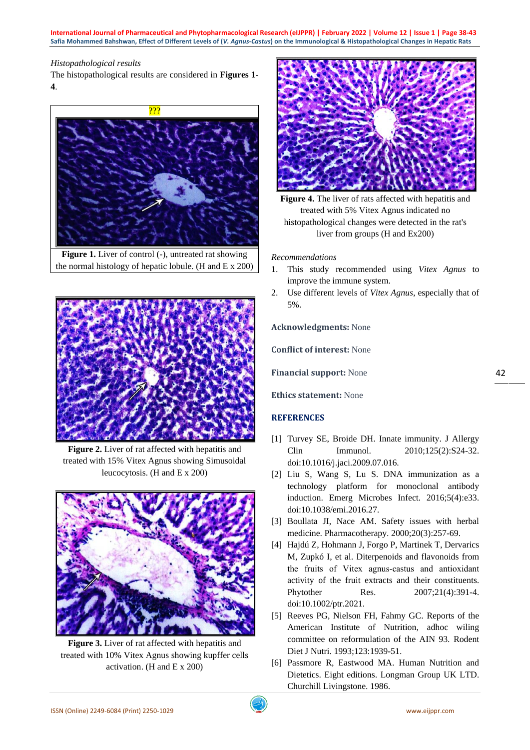*Histopathological results*

The histopathological results are considered in **Figures 1-4**.

???

**Figure 1.** Liver of control (-), untreated rat showing the normal histology of hepatic lobule. (H and E x 200)

**Figure 2.** Liver of rat affected with hepatitis and treated with 15% Vitex Agnus showing Simusoidal leucocytosis. (H and E x 200)

**Figure 3.** Liver of rat affected with hepatitis and treated with 10% Vitex Agnus showing kupffer cells activation. (H and E x 200)

**Figure 4.** The liver of rats affected with hepatitis and treated with 5% Vitex Agnus indicated no histopathological changes were detected in the rat's liver from groups (H and Ex200)

*Recommendations*

1. This study recommended using *Vitex Agnus* to improve the immune system.
2. Use different levels of *Vitex Agnus*, especially that of 5%.

**Acknowledgments:** None

**Conflict of interest:** None

**Financial support:** None

**Ethics statement:** None

## REFERENCES

[1] Turvey SE, Broide DH. Innate immunity. J Allergy Clin Immunol. 2010;125(2):S24-32. doi:10.1016/j.jaci.2009.07.016.

[2] Liu S, Wang S, Lu S. DNA immunization as a technology platform for monoclonal antibody induction. Emerg Microbes Infect. 2016;5(4):e33. doi:10.1038/emi.2016.27.

[3] Boullata JI, Nace AM. Safety issues with herbal medicine. Pharmacotherapy. 2000;20(3):257-69.

[4] Hajdú Z, Hohmann J, Forgo P, Martinek T, Dervarics M, Zupkó I, et al. Diterpenoids and flavonoids from the fruits of Vitex agnus-castus and antioxidant activity of the fruit extracts and their constituents. Phytother Res. 2007;21(4):391-4. doi:10.1002/ptr.2021.

[5] Reeves PG, Nielson FH, Fahmy GC. Reports of the American Institute of Nutrition, adhoc wiling committee on reformulation of the AIN 93. Rodent Diet J Nutri. 1993;123:1939-51.

[6] Passmore R, Eastwood MA. Human Nutrition and Dietetics. Eight editions. Longman Group UK LTD. Churchill Livingstone. 1986.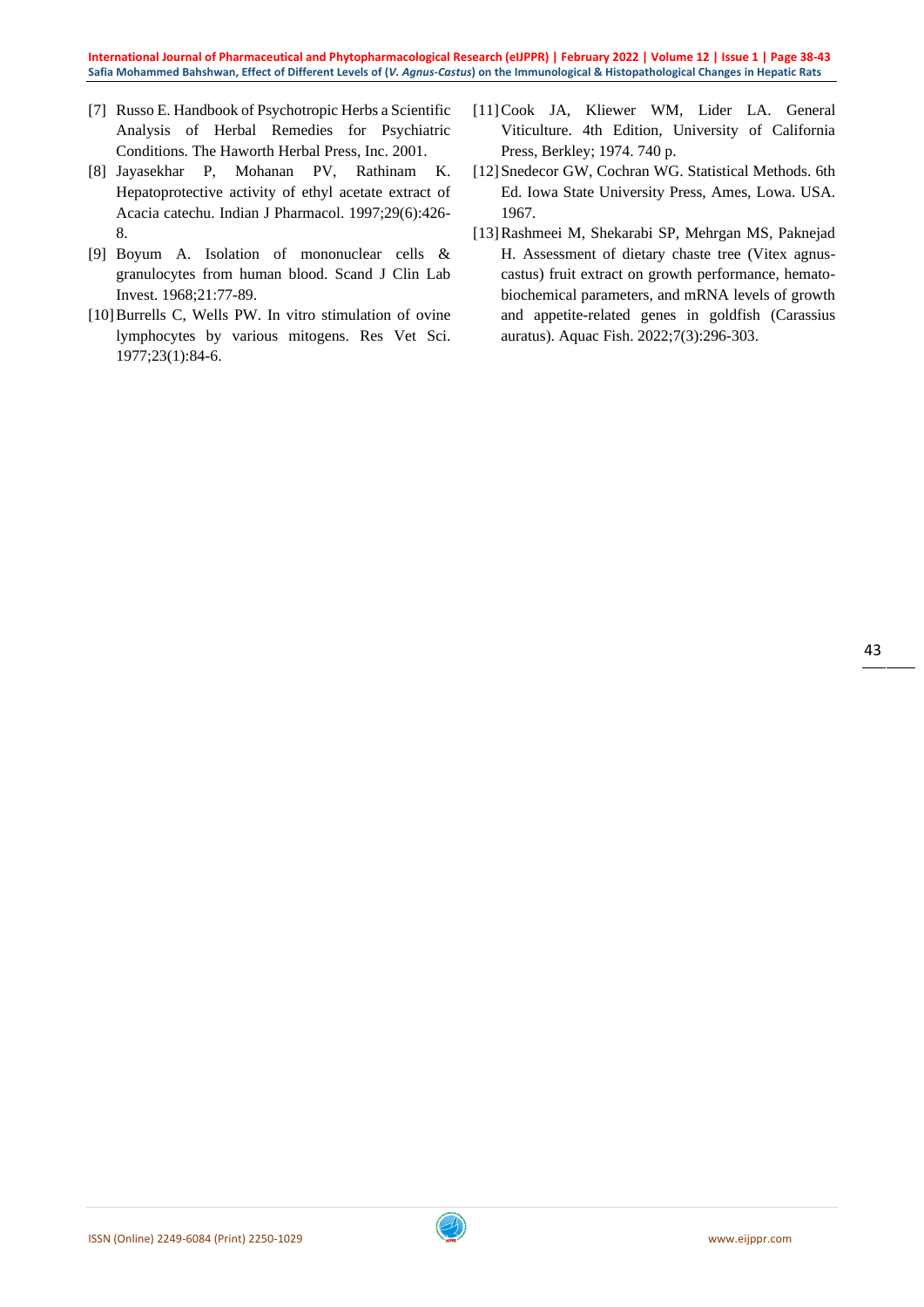[7] Russo E. Handbook of Psychotropic Herbs a Scientific Analysis of Herbal Remedies for Psychiatric Conditions. The Haworth Herbal Press, Inc. 2001.

[8] Jayasekhar P, Mohanan PV, Rathinam K. Hepatoprotective activity of ethyl acetate extract of Acacia catechu. Indian J Pharmacol. 1997;29(6):426-8.

[9] Boyum A. Isolation of mononuclear cells & granulocytes from human blood. Scand J Clin Lab Invest. 1968;21:77-89.

[10] Burrells C, Wells PW. In vitro stimulation of ovine lymphocytes by various mitogens. Res Vet Sci. 1977;23(1):84-6.

[11] Cook JA, Kliewer WM, Lider LA. General Viticulture. 4th Edition, University of California Press, Berkley; 1974. 740 p.

[12] Snedecor GW, Cochran WG. Statistical Methods. 6th Ed. Iowa State University Press, Ames, Lowa. USA. 1967.

[13] Rashmeei M, Shekarabi SP, Mehrgan MS, Paknejad H. Assessment of dietary chaste tree (Vitex agnus-castus) fruit extract on growth performance, hemato-biochemical parameters, and mRNA levels of growth and appetite-related genes in goldfish (Carassius auratus). Aquac Fish. 2022;7(3):296-303.